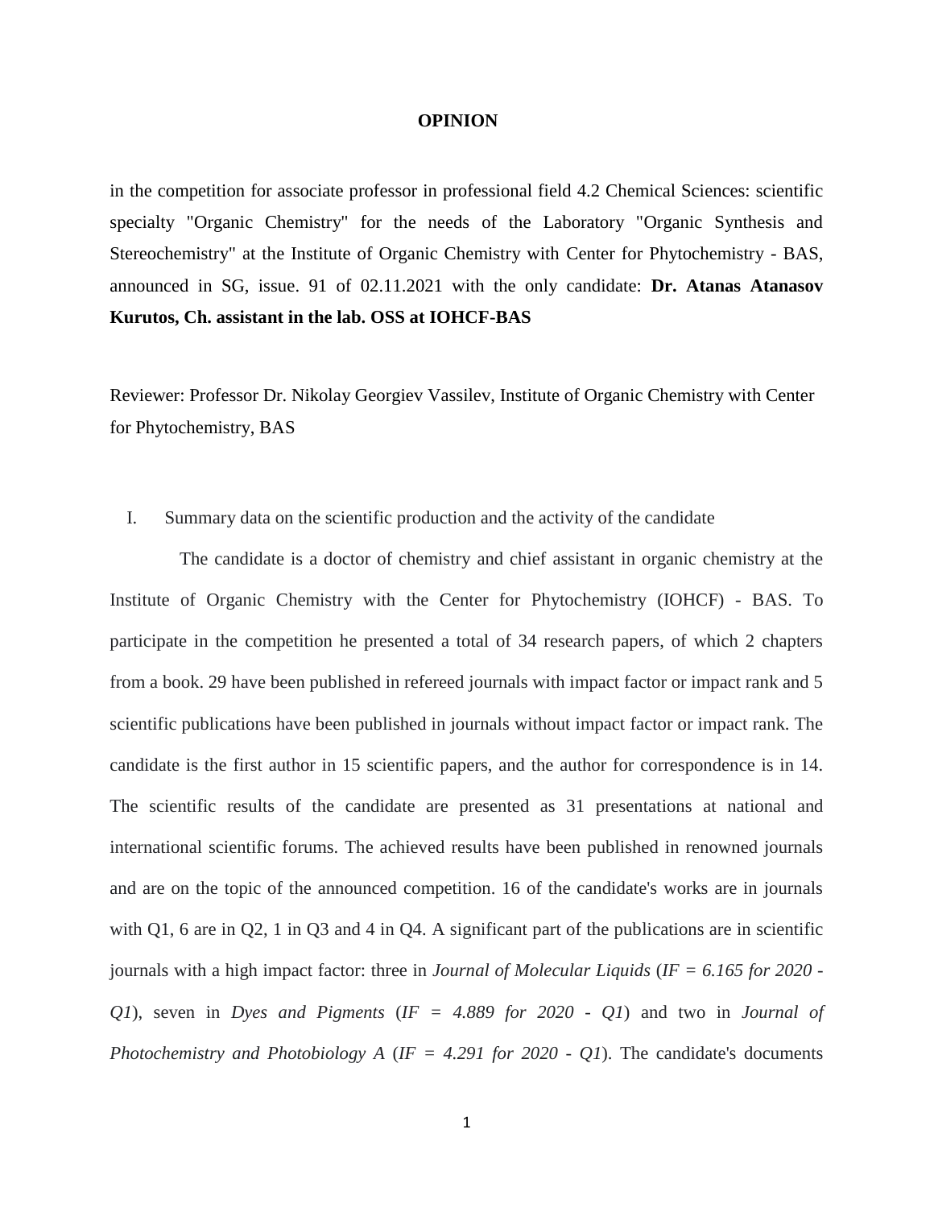# OPINION

in the competition for associate professor in professional field 4.2 Chemical Sciences: scientific specialty "Organic Chemistry" for the needs of the Laboratory "Organic Synthesis and Stereochemistry" at the Institute of Organic Chemistry with Center for Phytochemistry - BAS, announced in SG, issue. 91 of 02.11.2021 with the only candidate: **Dr. Atanas Atanasov Kurutos, Ch. assistant in the lab. OSS at IOHCF-BAS**

Reviewer: Professor Dr. Nikolay Georgiev Vassilev, Institute of Organic Chemistry with Center for Phytochemistry, BAS

I. Summary data on the scientific production and the activity of the candidate

The candidate is a doctor of chemistry and chief assistant in organic chemistry at the Institute of Organic Chemistry with the Center for Phytochemistry (IOHCF) - BAS. To participate in the competition he presented a total of 34 research papers, of which 2 chapters from a book. 29 have been published in refereed journals with impact factor or impact rank and 5 scientific publications have been published in journals without impact factor or impact rank. The candidate is the first author in 15 scientific papers, and the author for correspondence is in 14. The scientific results of the candidate are presented as 31 presentations at national and international scientific forums. The achieved results have been published in renowned journals and are on the topic of the announced competition. 16 of the candidate's works are in journals with Q1, 6 are in Q2, 1 in Q3 and 4 in Q4. A significant part of the publications are in scientific journals with a high impact factor: three in *Journal of Molecular Liquids* (*IF = 6.165 for 2020 - Q1*), seven in *Dyes and Pigments* (*IF = 4.889 for 2020 - Q1*) and two in *Journal of Photochemistry and Photobiology A* (*IF = 4.291 for 2020 - Q1*). The candidate's documents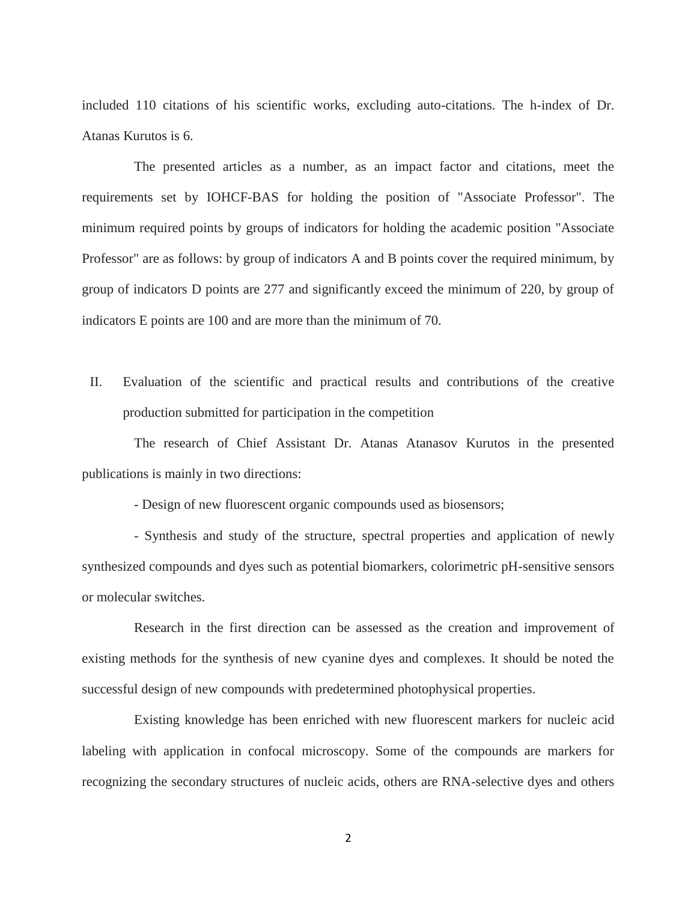included 110 citations of his scientific works, excluding auto-citations. The h-index of Dr. Atanas Kurutos is 6.

The presented articles as a number, as an impact factor and citations, meet the requirements set by IOHCF-BAS for holding the position of "Associate Professor". The minimum required points by groups of indicators for holding the academic position "Associate Professor" are as follows: by group of indicators A and B points cover the required minimum, by group of indicators D points are 277 and significantly exceed the minimum of 220, by group of indicators E points are 100 and are more than the minimum of 70.

## II. Evaluation of the scientific and practical results and contributions of the creative production submitted for participation in the competition

The research of Chief Assistant Dr. Atanas Atanasov Kurutos in the presented publications is mainly in two directions:

- Design of new fluorescent organic compounds used as biosensors;

- Synthesis and study of the structure, spectral properties and application of newly synthesized compounds and dyes such as potential biomarkers, colorimetric pH-sensitive sensors or molecular switches.

Research in the first direction can be assessed as the creation and improvement of existing methods for the synthesis of new cyanine dyes and complexes. It should be noted the successful design of new compounds with predetermined photophysical properties.

Existing knowledge has been enriched with new fluorescent markers for nucleic acid labeling with application in confocal microscopy. Some of the compounds are markers for recognizing the secondary structures of nucleic acids, others are RNA-selective dyes and others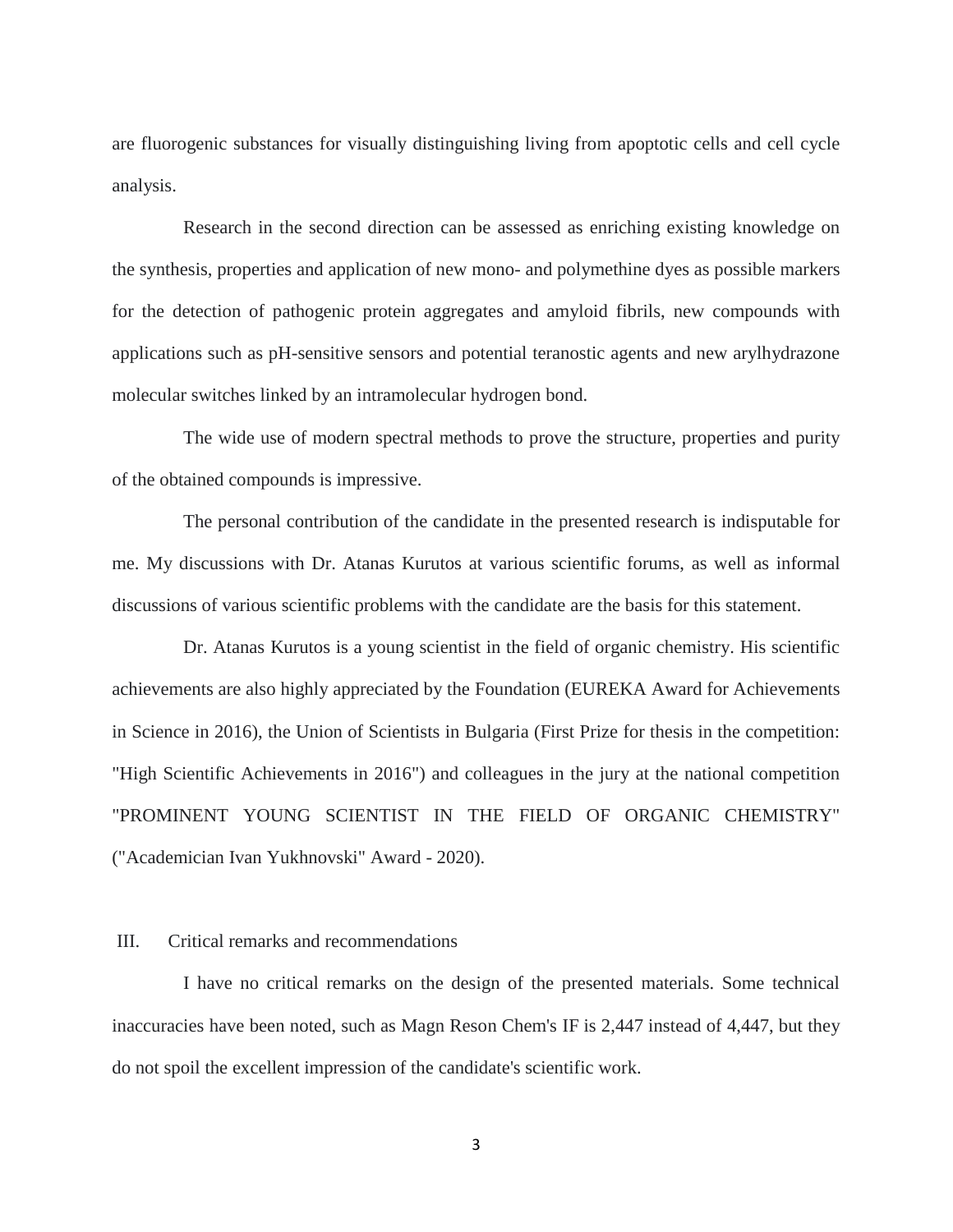are fluorogenic substances for visually distinguishing living from apoptotic cells and cell cycle analysis.

Research in the second direction can be assessed as enriching existing knowledge on the synthesis, properties and application of new mono- and polymethine dyes as possible markers for the detection of pathogenic protein aggregates and amyloid fibrils, new compounds with applications such as pH-sensitive sensors and potential teranostic agents and new arylhydrazone molecular switches linked by an intramolecular hydrogen bond.

The wide use of modern spectral methods to prove the structure, properties and purity of the obtained compounds is impressive.

The personal contribution of the candidate in the presented research is indisputable for me. My discussions with Dr. Atanas Kurutos at various scientific forums, as well as informal discussions of various scientific problems with the candidate are the basis for this statement.

Dr. Atanas Kurutos is a young scientist in the field of organic chemistry. His scientific achievements are also highly appreciated by the Foundation (EUREKA Award for Achievements in Science in 2016), the Union of Scientists in Bulgaria (First Prize for thesis in the competition: "High Scientific Achievements in 2016") and colleagues in the jury at the national competition "PROMINENT YOUNG SCIENTIST IN THE FIELD OF ORGANIC CHEMISTRY" ("Academician Ivan Yukhnovski" Award - 2020).

## III. Critical remarks and recommendations

I have no critical remarks on the design of the presented materials. Some technical inaccuracies have been noted, such as Magn Reson Chem's IF is 2,447 instead of 4,447, but they do not spoil the excellent impression of the candidate's scientific work.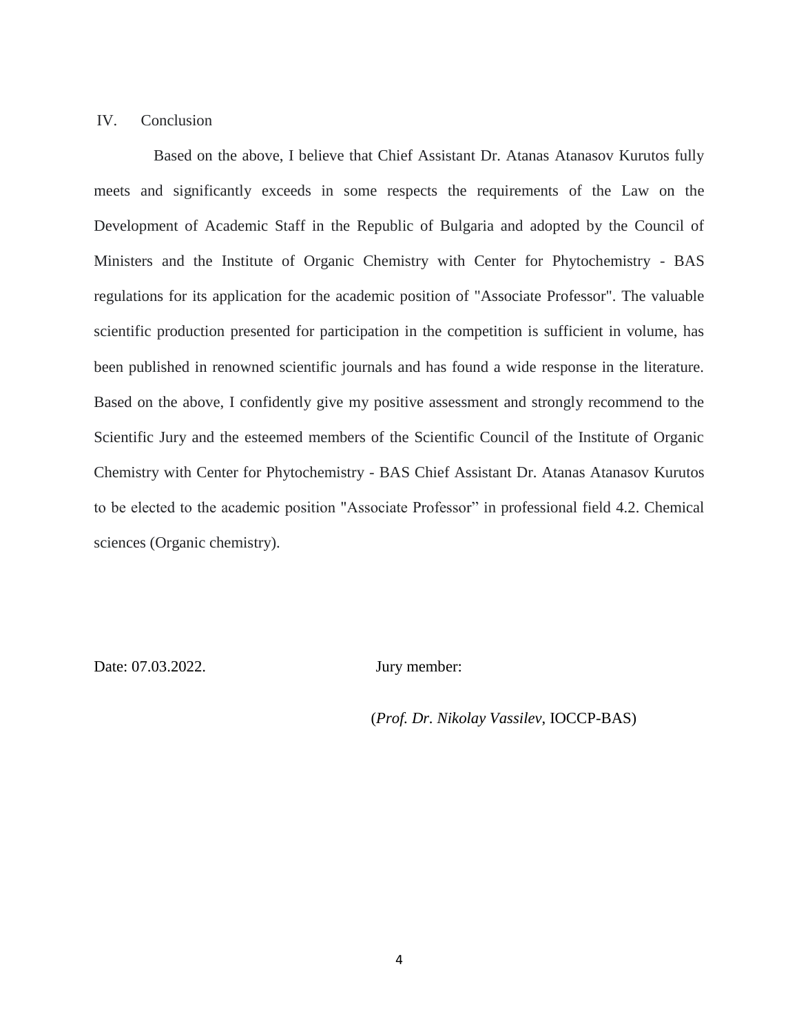## IV. Conclusion

Based on the above, I believe that Chief Assistant Dr. Atanas Atanasov Kurutos fully meets and significantly exceeds in some respects the requirements of the Law on the Development of Academic Staff in the Republic of Bulgaria and adopted by the Council of Ministers and the Institute of Organic Chemistry with Center for Phytochemistry - BAS regulations for its application for the academic position of "Associate Professor". The valuable scientific production presented for participation in the competition is sufficient in volume, has been published in renowned scientific journals and has found a wide response in the literature. Based on the above, I confidently give my positive assessment and strongly recommend to the Scientific Jury and the esteemed members of the Scientific Council of the Institute of Organic Chemistry with Center for Phytochemistry - BAS Chief Assistant Dr. Atanas Atanasov Kurutos to be elected to the academic position "Associate Professor" in professional field 4.2. Chemical sciences (Organic chemistry).

Date: 07.03.2022.

Jury member:

(*Prof. Dr. Nikolay Vassilev*, IOCCP-BAS)